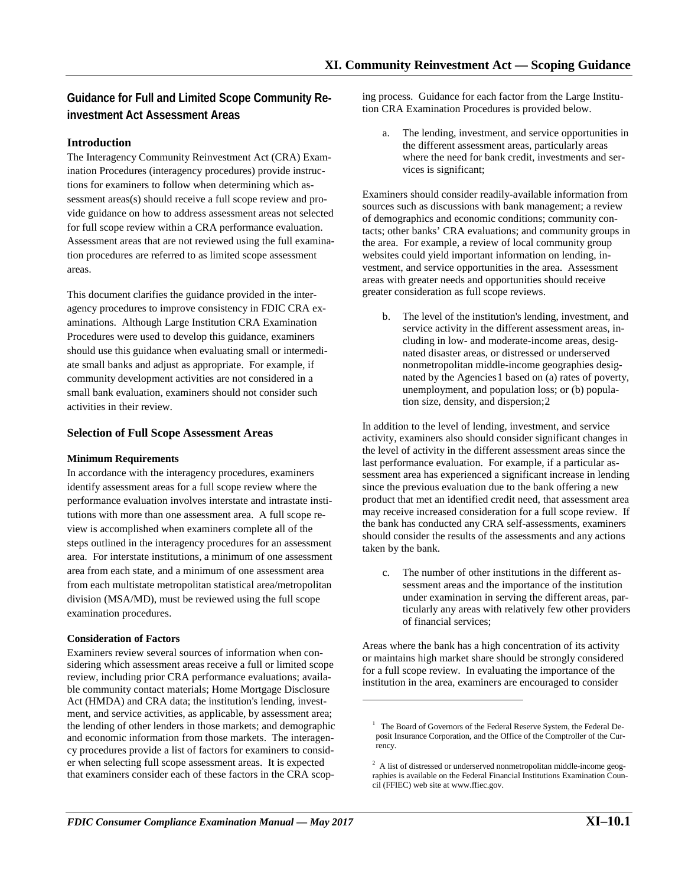## Guidance for Full and Limited Scope Community Reinvestment Act Assessment Areas

### Introduction

The Interagency Community Reinvestment Act (CRA) Examination Procedures (interagency procedures) provide instructions for examiners to follow when determining which assessment areas(s) should receive a full scope review and provide guidance on how to address assessment areas not selected for full scope review within a CRA performance evaluation. Assessment areas that are not reviewed using the full examination procedures are referred to as limited scope assessment areas.

This document clarifies the guidance provided in the interagency procedures to improve consistency in FDIC CRA examinations. Although Large Institution CRA Examination Procedures were used to develop this guidance, examiners should use this guidance when evaluating small or intermediate small banks and adjust as appropriate. For example, if community development activities are not considered in a small bank evaluation, examiners should not consider such activities in their review.

### Selection of Full Scope Assessment Areas

#### Minimum Requirements

In accordance with the interagency procedures, examiners identify assessment areas for a full scope review where the performance evaluation involves interstate and intrastate institutions with more than one assessment area. A full scope review is accomplished when examiners complete all of the steps outlined in the interagency procedures for an assessment area. For interstate institutions, a minimum of one assessment area from each state, and a minimum of one assessment area from each multistate metropolitan statistical area/metropolitan division (MSA/MD), must be reviewed using the full scope examination procedures.

#### Consideration of Factors

Examiners review several sources of information when considering which assessment areas receive a full or limited scope review, including prior CRA performance evaluations; available community contact materials; Home Mortgage Disclosure Act (HMDA) and CRA data; the institution's lending, investment, and service activities, as applicable, by assessment area; the lending of other lenders in those markets; and demographic and economic information from those markets. The interagency procedures provide a list of factors for examiners to consider when selecting full scope assessment areas. It is expected that examiners consider each of these factors in the CRA scoping process. Guidance for each factor from the Large Institution CRA Examination Procedures is provided below.

a. The lending, investment, and service opportunities in the different assessment areas, particularly areas where the need for bank credit, investments and services is significant;

Examiners should consider readily-available information from sources such as discussions with bank management; a review of demographics and economic conditions; community contacts; other banks' CRA evaluations; and community groups in the area. For example, a review of local community group websites could yield important information on lending, investment, and service opportunities in the area. Assessment areas with greater needs and opportunities should receive greater consideration as full scope reviews.

b. The level of the institution's lending, investment, and service activity in the different assessment areas, including in low- and moderate-income areas, designated disaster areas, or distressed or underserved nonmetropolitan middle-income geographies designated by the Agencies[1] based on (a) rates of poverty, unemployment, and population loss; or (b) population size, density, and dispersion;[2]

In addition to the level of lending, investment, and service activity, examiners also should consider significant changes in the level of activity in the different assessment areas since the last performance evaluation. For example, if a particular assessment area has experienced a significant increase in lending since the previous evaluation due to the bank offering a new product that met an identified credit need, that assessment area may receive increased consideration for a full scope review. If the bank has conducted any CRA self-assessments, examiners should consider the results of the assessments and any actions taken by the bank.

c. The number of other institutions in the different assessment areas and the importance of the institution under examination in serving the different areas, particularly any areas with relatively few other providers of financial services;

Areas where the bank has a high concentration of its activity or maintains high market share should be strongly considered for a full scope review. In evaluating the importance of the institution in the area, examiners are encouraged to consider

---

[1] The Board of Governors of the Federal Reserve System, the Federal Deposit Insurance Corporation, and the Office of the Comptroller of the Currency.

[2] A list of distressed or underserved nonmetropolitan middle-income geographies is available on the Federal Financial Institutions Examination Council (FFIEC) web site at www.ffiec.gov.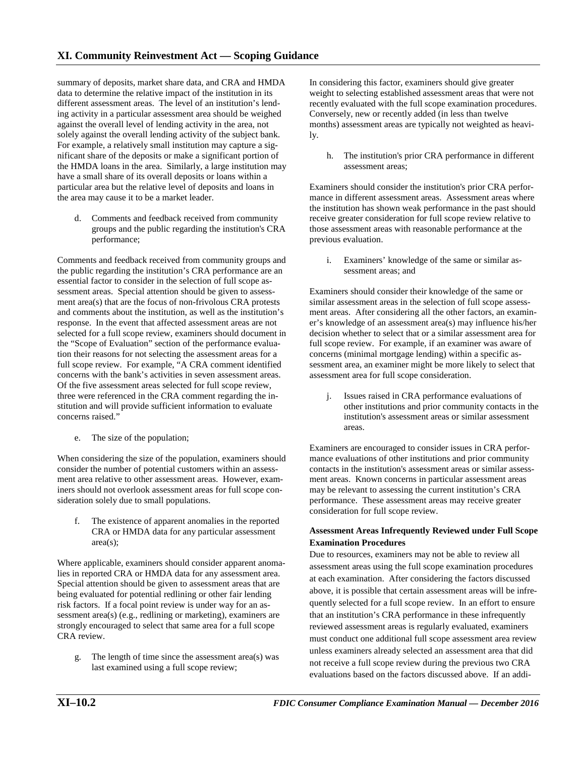summary of deposits, market share data, and CRA and HMDA data to determine the relative impact of the institution in its different assessment areas. The level of an institution's lending activity in a particular assessment area should be weighed against the overall level of lending activity in the area, not solely against the overall lending activity of the subject bank. For example, a relatively small institution may capture a significant share of the deposits or make a significant portion of the HMDA loans in the area. Similarly, a large institution may have a small share of its overall deposits or loans within a particular area but the relative level of deposits and loans in the area may cause it to be a market leader.

d. Comments and feedback received from community groups and the public regarding the institution's CRA performance;

Comments and feedback received from community groups and the public regarding the institution's CRA performance are an essential factor to consider in the selection of full scope assessment areas. Special attention should be given to assessment area(s) that are the focus of non-frivolous CRA protests and comments about the institution, as well as the institution's response. In the event that affected assessment areas are not selected for a full scope review, examiners should document in the "Scope of Evaluation" section of the performance evaluation their reasons for not selecting the assessment areas for a full scope review. For example, "A CRA comment identified concerns with the bank's activities in seven assessment areas. Of the five assessment areas selected for full scope review, three were referenced in the CRA comment regarding the institution and will provide sufficient information to evaluate concerns raised."

e. The size of the population;

When considering the size of the population, examiners should consider the number of potential customers within an assessment area relative to other assessment areas. However, examiners should not overlook assessment areas for full scope consideration solely due to small populations.

f. The existence of apparent anomalies in the reported CRA or HMDA data for any particular assessment area(s);

Where applicable, examiners should consider apparent anomalies in reported CRA or HMDA data for any assessment area. Special attention should be given to assessment areas that are being evaluated for potential redlining or other fair lending risk factors. If a focal point review is under way for an assessment area(s) (e.g., redlining or marketing), examiners are strongly encouraged to select that same area for a full scope CRA review.

g. The length of time since the assessment area(s) was last examined using a full scope review;

In considering this factor, examiners should give greater weight to selecting established assessment areas that were not recently evaluated with the full scope examination procedures. Conversely, new or recently added (in less than twelve months) assessment areas are typically not weighted as heavily.

h. The institution's prior CRA performance in different assessment areas;

Examiners should consider the institution's prior CRA performance in different assessment areas. Assessment areas where the institution has shown weak performance in the past should receive greater consideration for full scope review relative to those assessment areas with reasonable performance at the previous evaluation.

i. Examiners' knowledge of the same or similar assessment areas; and

Examiners should consider their knowledge of the same or similar assessment areas in the selection of full scope assessment areas. After considering all the other factors, an examiner's knowledge of an assessment area(s) may influence his/her decision whether to select that or a similar assessment area for full scope review. For example, if an examiner was aware of concerns (minimal mortgage lending) within a specific assessment area, an examiner might be more likely to select that assessment area for full scope consideration.

j. Issues raised in CRA performance evaluations of other institutions and prior community contacts in the institution's assessment areas or similar assessment areas.

Examiners are encouraged to consider issues in CRA performance evaluations of other institutions and prior community contacts in the institution's assessment areas or similar assessment areas. Known concerns in particular assessment areas may be relevant to assessing the current institution's CRA performance. These assessment areas may receive greater consideration for full scope review.

**Assessment Areas Infrequently Reviewed under Full Scope Examination Procedures**

Due to resources, examiners may not be able to review all assessment areas using the full scope examination procedures at each examination. After considering the factors discussed above, it is possible that certain assessment areas will be infrequently selected for a full scope review. In an effort to ensure that an institution's CRA performance in these infrequently reviewed assessment areas is regularly evaluated, examiners must conduct one additional full scope assessment area review unless examiners already selected an assessment area that did not receive a full scope review during the previous two CRA evaluations based on the factors discussed above. If an addi-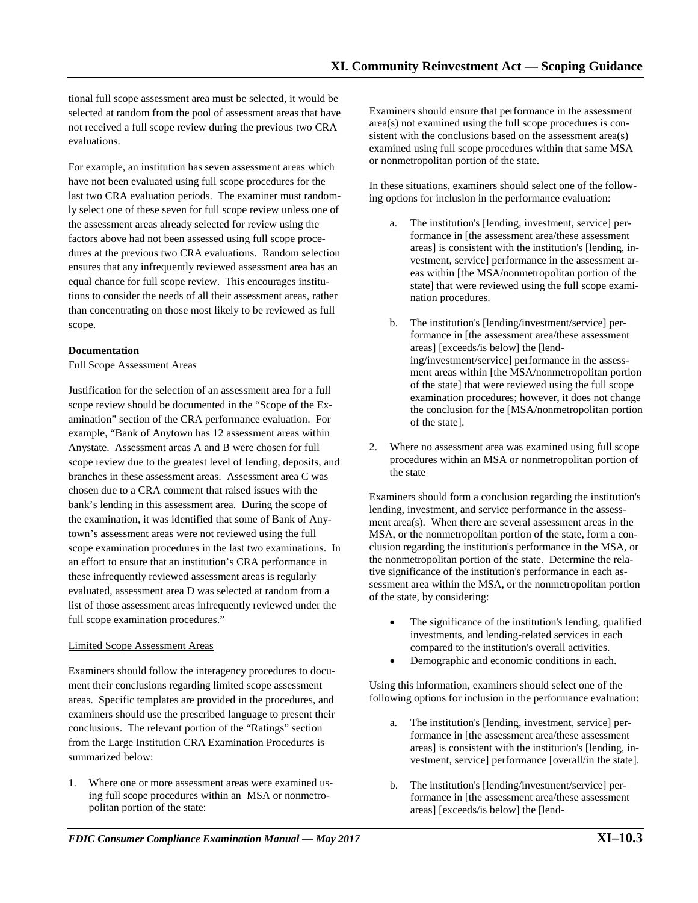tional full scope assessment area must be selected, it would be selected at random from the pool of assessment areas that have not received a full scope review during the previous two CRA evaluations.

For example, an institution has seven assessment areas which have not been evaluated using full scope procedures for the last two CRA evaluation periods. The examiner must randomly select one of these seven for full scope review unless one of the assessment areas already selected for review using the factors above had not been assessed using full scope procedures at the previous two CRA evaluations. Random selection ensures that any infrequently reviewed assessment area has an equal chance for full scope review. This encourages institutions to consider the needs of all their assessment areas, rather than concentrating on those most likely to be reviewed as full scope.

**Documentation**

Full Scope Assessment Areas

Justification for the selection of an assessment area for a full scope review should be documented in the "Scope of the Examination" section of the CRA performance evaluation. For example, "Bank of Anytown has 12 assessment areas within Anystate. Assessment areas A and B were chosen for full scope review due to the greatest level of lending, deposits, and branches in these assessment areas. Assessment area C was chosen due to a CRA comment that raised issues with the bank's lending in this assessment area. During the scope of the examination, it was identified that some of Bank of Anytown's assessment areas were not reviewed using the full scope examination procedures in the last two examinations. In an effort to ensure that an institution's CRA performance in these infrequently reviewed assessment areas is regularly evaluated, assessment area D was selected at random from a list of those assessment areas infrequently reviewed under the full scope examination procedures."

Limited Scope Assessment Areas

Examiners should follow the interagency procedures to document their conclusions regarding limited scope assessment areas. Specific templates are provided in the procedures, and examiners should use the prescribed language to present their conclusions. The relevant portion of the "Ratings" section from the Large Institution CRA Examination Procedures is summarized below:

1. Where one or more assessment areas were examined using full scope procedures within an MSA or nonmetropolitan portion of the state:

Examiners should ensure that performance in the assessment area(s) not examined using the full scope procedures is consistent with the conclusions based on the assessment area(s) examined using full scope procedures within that same MSA or nonmetropolitan portion of the state.

In these situations, examiners should select one of the following options for inclusion in the performance evaluation:

a. The institution's [lending, investment, service] performance in [the assessment area/these assessment areas] is consistent with the institution's [lending, investment, service] performance in the assessment areas within [the MSA/nonmetropolitan portion of the state] that were reviewed using the full scope examination procedures.

b. The institution's [lending/investment/service] performance in [the assessment area/these assessment areas] [exceeds/is below] the [lending/investment/service] performance in the assessment areas within [the MSA/nonmetropolitan portion of the state] that were reviewed using the full scope examination procedures; however, it does not change the conclusion for the [MSA/nonmetropolitan portion of the state].

2. Where no assessment area was examined using full scope procedures within an MSA or nonmetropolitan portion of the state

Examiners should form a conclusion regarding the institution's lending, investment, and service performance in the assessment area(s). When there are several assessment areas in the MSA, or the nonmetropolitan portion of the state, form a conclusion regarding the institution's performance in the MSA, or the nonmetropolitan portion of the state. Determine the relative significance of the institution's performance in each assessment area within the MSA, or the nonmetropolitan portion of the state, by considering:

- The significance of the institution's lending, qualified investments, and lending-related services in each compared to the institution's overall activities.
- Demographic and economic conditions in each.

Using this information, examiners should select one of the following options for inclusion in the performance evaluation:

a. The institution's [lending, investment, service] performance in [the assessment area/these assessment areas] is consistent with the institution's [lending, investment, service] performance [overall/in the state].

b. The institution's [lending/investment/service] performance in [the assessment area/these assessment areas] [exceeds/is below] the [lend-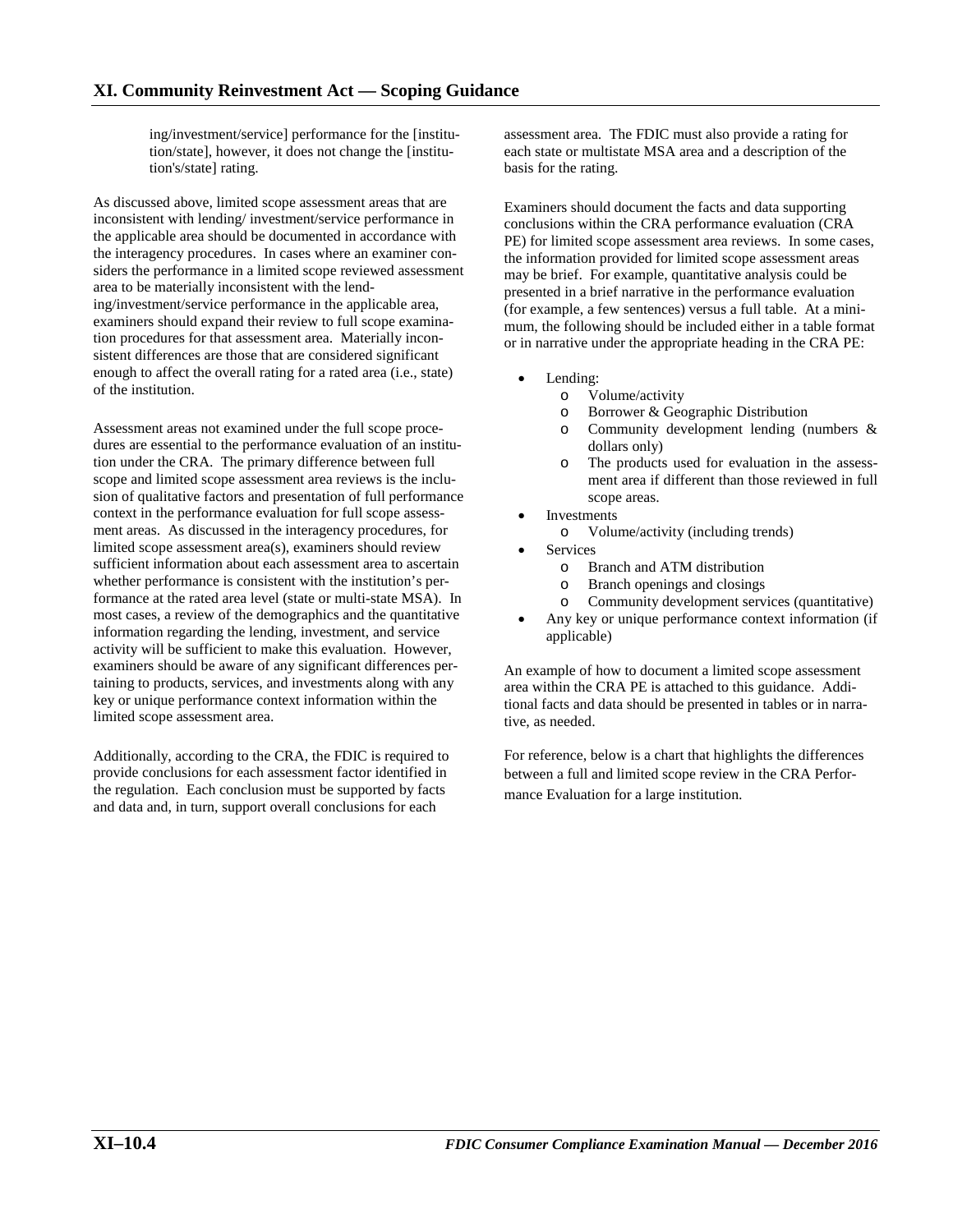ing/investment/service] performance for the [institution/state], however, it does not change the [institution's/state] rating.

As discussed above, limited scope assessment areas that are inconsistent with lending/ investment/service performance in the applicable area should be documented in accordance with the interagency procedures. In cases where an examiner considers the performance in a limited scope reviewed assessment area to be materially inconsistent with the lending/investment/service performance in the applicable area, examiners should expand their review to full scope examination procedures for that assessment area. Materially inconsistent differences are those that are considered significant enough to affect the overall rating for a rated area (i.e., state) of the institution.

Assessment areas not examined under the full scope procedures are essential to the performance evaluation of an institution under the CRA. The primary difference between full scope and limited scope assessment area reviews is the inclusion of qualitative factors and presentation of full performance context in the performance evaluation for full scope assessment areas. As discussed in the interagency procedures, for limited scope assessment area(s), examiners should review sufficient information about each assessment area to ascertain whether performance is consistent with the institution's performance at the rated area level (state or multi-state MSA). In most cases, a review of the demographics and the quantitative information regarding the lending, investment, and service activity will be sufficient to make this evaluation. However, examiners should be aware of any significant differences pertaining to products, services, and investments along with any key or unique performance context information within the limited scope assessment area.

Additionally, according to the CRA, the FDIC is required to provide conclusions for each assessment factor identified in the regulation. Each conclusion must be supported by facts and data and, in turn, support overall conclusions for each assessment area. The FDIC must also provide a rating for each state or multistate MSA area and a description of the basis for the rating.

Examiners should document the facts and data supporting conclusions within the CRA performance evaluation (CRA PE) for limited scope assessment area reviews. In some cases, the information provided for limited scope assessment areas may be brief. For example, quantitative analysis could be presented in a brief narrative in the performance evaluation (for example, a few sentences) versus a full table. At a minimum, the following should be included either in a table format or in narrative under the appropriate heading in the CRA PE:

- Lending:
  - Volume/activity
  - Borrower & Geographic Distribution
  - Community development lending (numbers & dollars only)
  - The products used for evaluation in the assessment area if different than those reviewed in full scope areas.
- Investments
  - Volume/activity (including trends)
- Services
  - Branch and ATM distribution
  - Branch openings and closings
  - Community development services (quantitative)
- Any key or unique performance context information (if applicable)

An example of how to document a limited scope assessment area within the CRA PE is attached to this guidance. Additional facts and data should be presented in tables or in narrative, as needed.

For reference, below is a chart that highlights the differences between a full and limited scope review in the CRA Performance Evaluation for a large institution.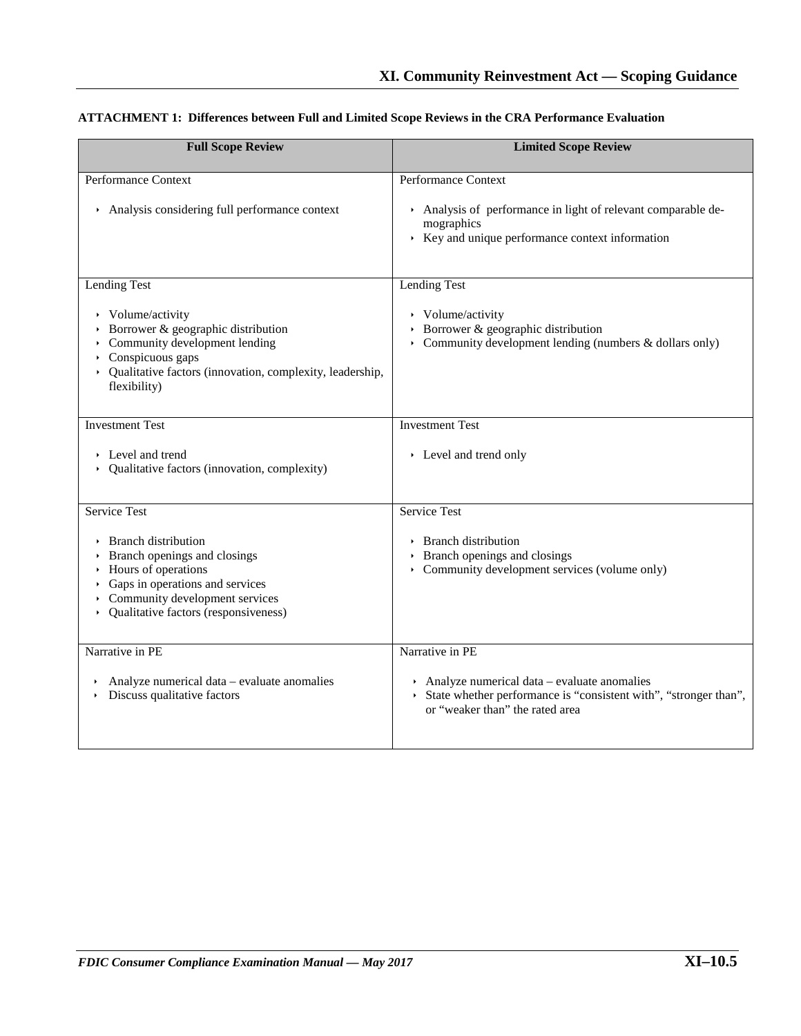## ATTACHMENT 1: Differences between Full and Limited Scope Reviews in the CRA Performance Evaluation

| Full Scope Review | Limited Scope Review |
|---|---|
| Performance Context<br><br>• Analysis considering full performance context | Performance Context<br><br>• Analysis of performance in light of relevant comparable demographics<br>• Key and unique performance context information |
| Lending Test<br><br>• Volume/activity<br>• Borrower & geographic distribution<br>• Community development lending<br>• Conspicuous gaps<br>• Qualitative factors (innovation, complexity, leadership, flexibility) | Lending Test<br><br>• Volume/activity<br>• Borrower & geographic distribution<br>• Community development lending (numbers & dollars only) |
| Investment Test<br><br>• Level and trend<br>• Qualitative factors (innovation, complexity) | Investment Test<br><br>• Level and trend only |
| Service Test<br><br>• Branch distribution<br>• Branch openings and closings<br>• Hours of operations<br>• Gaps in operations and services<br>• Community development services<br>• Qualitative factors (responsiveness) | Service Test<br><br>• Branch distribution<br>• Branch openings and closings<br>• Community development services (volume only) |
| Narrative in PE<br><br>• Analyze numerical data – evaluate anomalies<br>• Discuss qualitative factors | Narrative in PE<br><br>• Analyze numerical data – evaluate anomalies<br>• State whether performance is "consistent with", "stronger than", or "weaker than" the rated area |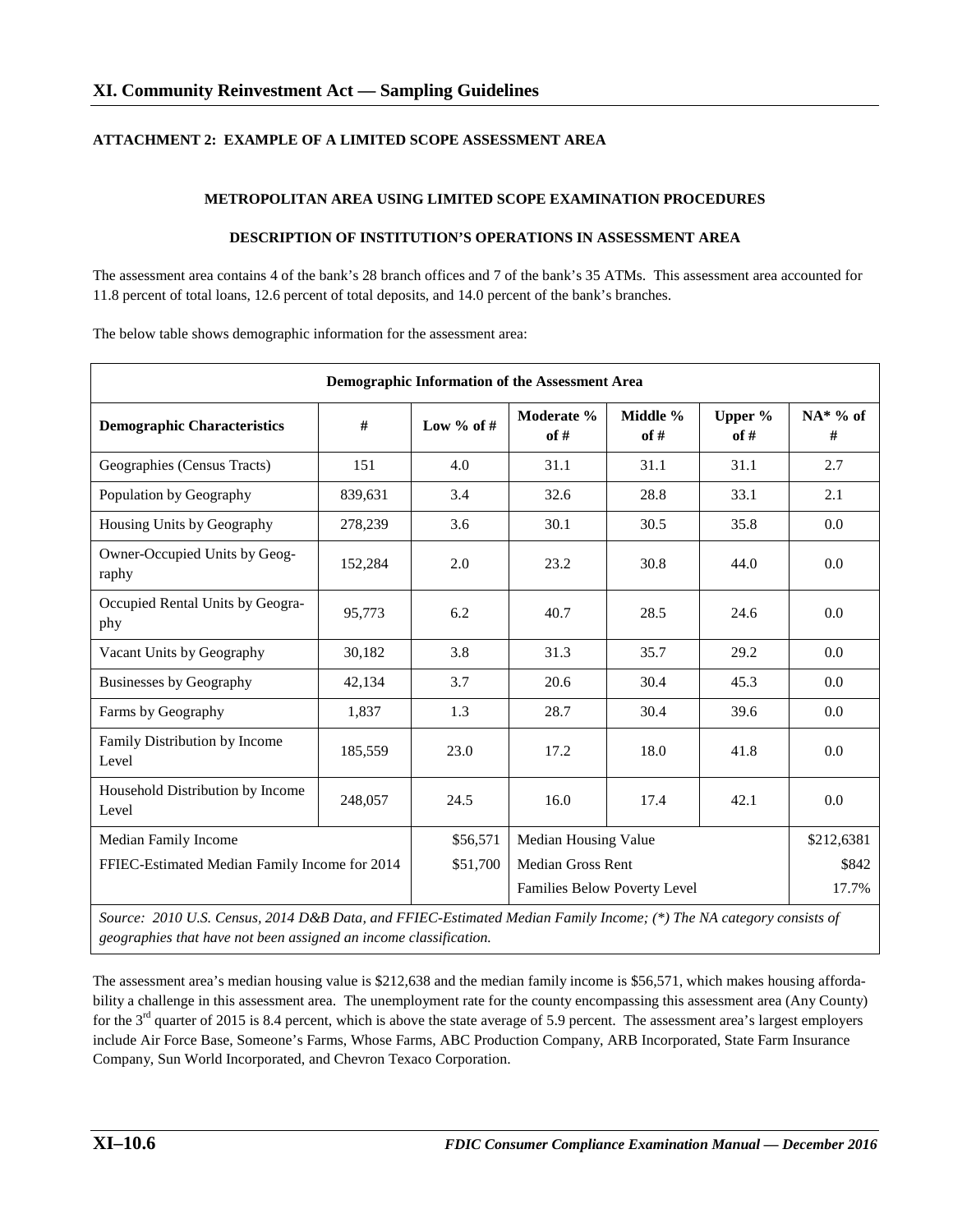## XI. Community Reinvestment Act — Sampling Guidelines

### ATTACHMENT 2: EXAMPLE OF A LIMITED SCOPE ASSESSMENT AREA

#### METROPOLITAN AREA USING LIMITED SCOPE EXAMINATION PROCEDURES

#### DESCRIPTION OF INSTITUTION'S OPERATIONS IN ASSESSMENT AREA

The assessment area contains 4 of the bank's 28 branch offices and 7 of the bank's 35 ATMs. This assessment area accounted for 11.8 percent of total loans, 12.6 percent of total deposits, and 14.0 percent of the bank's branches.

The below table shows demographic information for the assessment area:

| Demographic Information of the Assessment Area | | | | | | |
|---|---|---|---|---|---|---|
| **Demographic Characteristics** | **#** | **Low % of #** | **Moderate % of #** | **Middle % of #** | **Upper % of #** | **NA* % of #** |
| Geographies (Census Tracts) | 151 | 4.0 | 31.1 | 31.1 | 31.1 | 2.7 |
| Population by Geography | 839,631 | 3.4 | 32.6 | 28.8 | 33.1 | 2.1 |
| Housing Units by Geography | 278,239 | 3.6 | 30.1 | 30.5 | 35.8 | 0.0 |
| Owner-Occupied Units by Geography | 152,284 | 2.0 | 23.2 | 30.8 | 44.0 | 0.0 |
| Occupied Rental Units by Geography | 95,773 | 6.2 | 40.7 | 28.5 | 24.6 | 0.0 |
| Vacant Units by Geography | 30,182 | 3.8 | 31.3 | 35.7 | 29.2 | 0.0 |
| Businesses by Geography | 42,134 | 3.7 | 20.6 | 30.4 | 45.3 | 0.0 |
| Farms by Geography | 1,837 | 1.3 | 28.7 | 30.4 | 39.6 | 0.0 |
| Family Distribution by Income Level | 185,559 | 23.0 | 17.2 | 18.0 | 41.8 | 0.0 |
| Household Distribution by Income Level | 248,057 | 24.5 | 16.0 | 17.4 | 42.1 | 0.0 |
| Median Family Income | | $56,571 | Median Housing Value | | | $212,6381 |
| FFIEC-Estimated Median Family Income for 2014 | | $51,700 | Median Gross Rent | | | $842 |
| | | | Families Below Poverty Level | | | 17.7% |

*Source: 2010 U.S. Census, 2014 D&B Data, and FFIEC-Estimated Median Family Income; (\*) The NA category consists of geographies that have not been assigned an income classification.*

The assessment area's median housing value is $212,638 and the median family income is $56,571, which makes housing affordability a challenge in this assessment area. The unemployment rate for the county encompassing this assessment area (Any County) for the 3rd quarter of 2015 is 8.4 percent, which is above the state average of 5.9 percent. The assessment area's largest employers include Air Force Base, Someone's Farms, Whose Farms, ABC Production Company, ARB Incorporated, State Farm Insurance Company, Sun World Incorporated, and Chevron Texaco Corporation.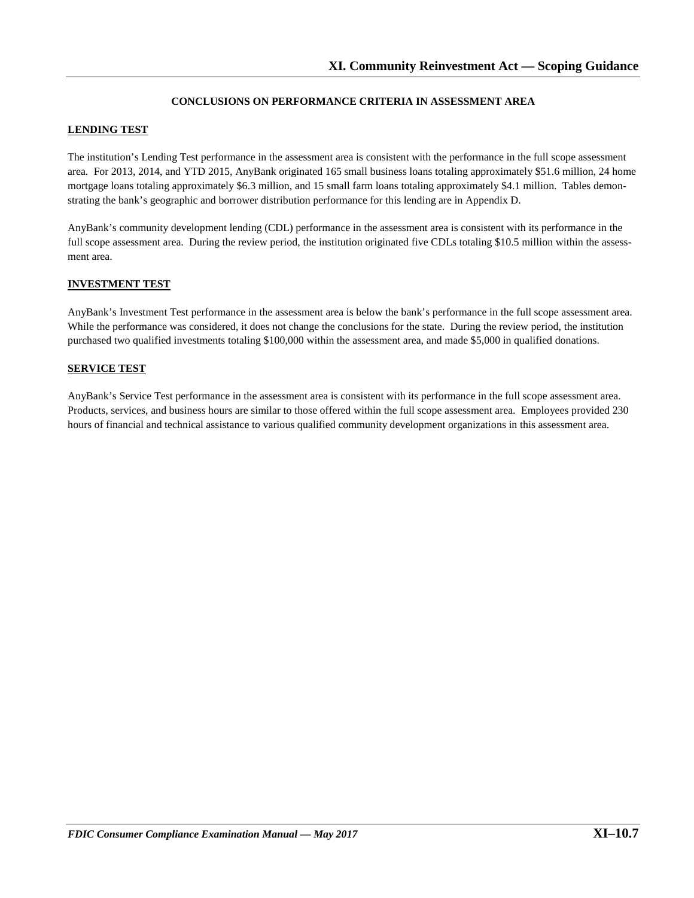**CONCLUSIONS ON PERFORMANCE CRITERIA IN ASSESSMENT AREA**

**LENDING TEST**

The institution's Lending Test performance in the assessment area is consistent with the performance in the full scope assessment area. For 2013, 2014, and YTD 2015, AnyBank originated 165 small business loans totaling approximately $51.6 million, 24 home mortgage loans totaling approximately $6.3 million, and 15 small farm loans totaling approximately $4.1 million. Tables demonstrating the bank's geographic and borrower distribution performance for this lending are in Appendix D.

AnyBank's community development lending (CDL) performance in the assessment area is consistent with its performance in the full scope assessment area. During the review period, the institution originated five CDLs totaling $10.5 million within the assessment area.

**INVESTMENT TEST**

AnyBank's Investment Test performance in the assessment area is below the bank's performance in the full scope assessment area. While the performance was considered, it does not change the conclusions for the state. During the review period, the institution purchased two qualified investments totaling $100,000 within the assessment area, and made $5,000 in qualified donations.

**SERVICE TEST**

AnyBank's Service Test performance in the assessment area is consistent with its performance in the full scope assessment area. Products, services, and business hours are similar to those offered within the full scope assessment area. Employees provided 230 hours of financial and technical assistance to various qualified community development organizations in this assessment area.